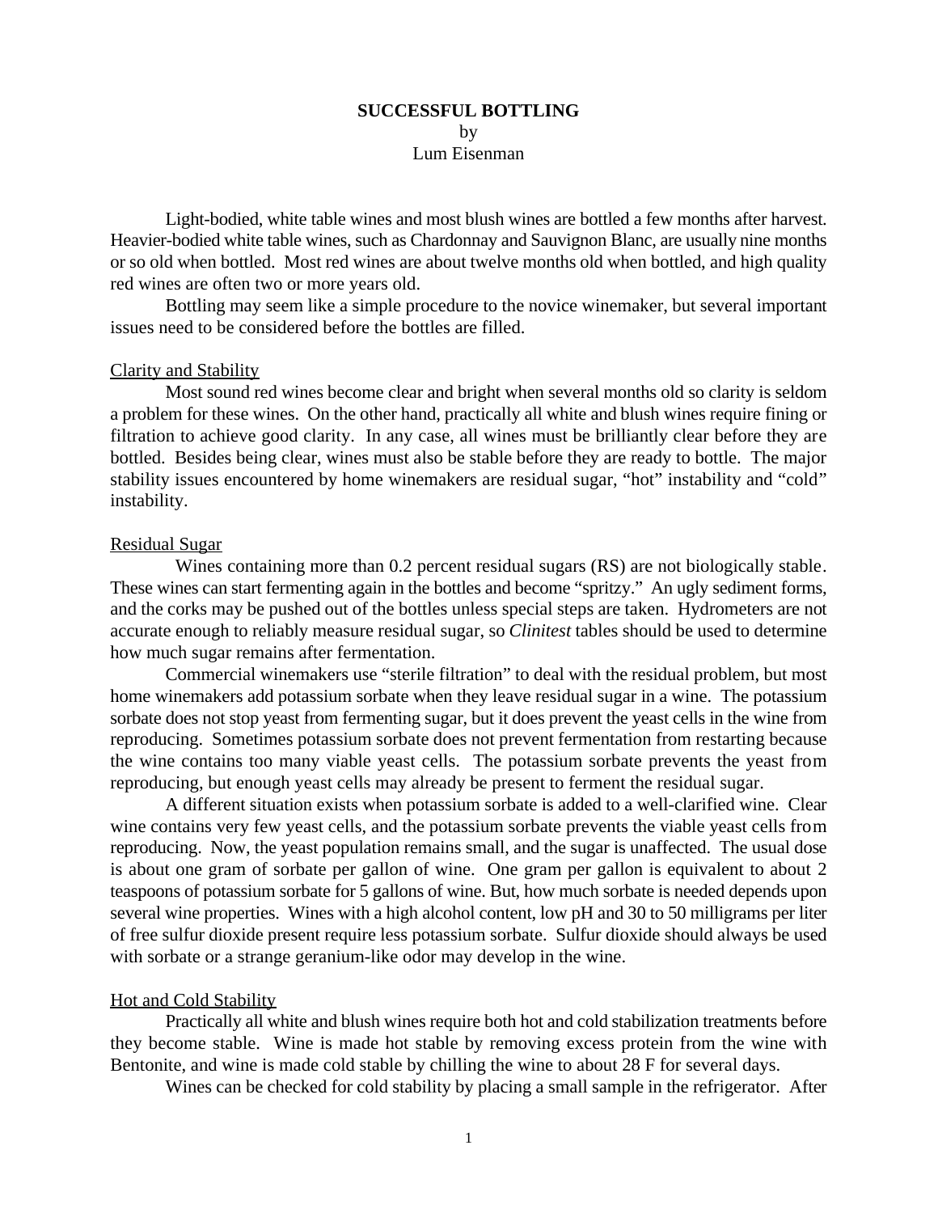# SUCCESSFUL BOTTLING

by

Lum Eisenman

Light-bodied, white table wines and most blush wines are bottled a few months after harvest. Heavier-bodied white table wines, such as Chardonnay and Sauvignon Blanc, are usually nine months or so old when bottled. Most red wines are about twelve months old when bottled, and high quality red wines are often two or more years old.

Bottling may seem like a simple procedure to the novice winemaker, but several important issues need to be considered before the bottles are filled.

## Clarity and Stability

Most sound red wines become clear and bright when several months old so clarity is seldom a problem for these wines. On the other hand, practically all white and blush wines require fining or filtration to achieve good clarity. In any case, all wines must be brilliantly clear before they are bottled. Besides being clear, wines must also be stable before they are ready to bottle. The major stability issues encountered by home winemakers are residual sugar, "hot" instability and "cold" instability.

## Residual Sugar

Wines containing more than 0.2 percent residual sugars (RS) are not biologically stable. These wines can start fermenting again in the bottles and become "spritzy." An ugly sediment forms, and the corks may be pushed out of the bottles unless special steps are taken. Hydrometers are not accurate enough to reliably measure residual sugar, so *Clinitest* tables should be used to determine how much sugar remains after fermentation.

Commercial winemakers use "sterile filtration" to deal with the residual problem, but most home winemakers add potassium sorbate when they leave residual sugar in a wine. The potassium sorbate does not stop yeast from fermenting sugar, but it does prevent the yeast cells in the wine from reproducing. Sometimes potassium sorbate does not prevent fermentation from restarting because the wine contains too many viable yeast cells. The potassium sorbate prevents the yeast from reproducing, but enough yeast cells may already be present to ferment the residual sugar.

A different situation exists when potassium sorbate is added to a well-clarified wine. Clear wine contains very few yeast cells, and the potassium sorbate prevents the viable yeast cells from reproducing. Now, the yeast population remains small, and the sugar is unaffected. The usual dose is about one gram of sorbate per gallon of wine. One gram per gallon is equivalent to about 2 teaspoons of potassium sorbate for 5 gallons of wine. But, how much sorbate is needed depends upon several wine properties. Wines with a high alcohol content, low pH and 30 to 50 milligrams per liter of free sulfur dioxide present require less potassium sorbate. Sulfur dioxide should always be used with sorbate or a strange geranium-like odor may develop in the wine.

## Hot and Cold Stability

Practically all white and blush wines require both hot and cold stabilization treatments before they become stable. Wine is made hot stable by removing excess protein from the wine with Bentonite, and wine is made cold stable by chilling the wine to about 28 F for several days.

Wines can be checked for cold stability by placing a small sample in the refrigerator. After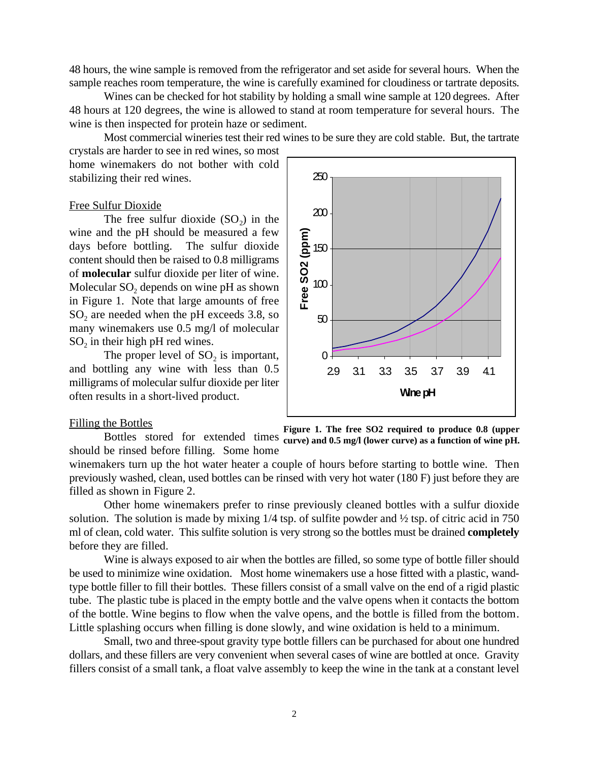48 hours, the wine sample is removed from the refrigerator and set aside for several hours. When the sample reaches room temperature, the wine is carefully examined for cloudiness or tartrate deposits.

Wines can be checked for hot stability by holding a small wine sample at 120 degrees. After 48 hours at 120 degrees, the wine is allowed to stand at room temperature for several hours. The wine is then inspected for protein haze or sediment.

Most commercial wineries test their red wines to be sure they are cold stable. But, the tartrate crystals are harder to see in red wines, so most home winemakers do not bother with cold stabilizing their red wines.

## Free Sulfur Dioxide

The free sulfur dioxide ($SO_2$) in the wine and the pH should be measured a few days before bottling. The sulfur dioxide content should then be raised to 0.8 milligrams of **molecular** sulfur dioxide per liter of wine. Molecular $SO_2$ depends on wine pH as shown in Figure 1. Note that large amounts of free $SO_2$ are needed when the pH exceeds 3.8, so many winemakers use 0.5 mg/l of molecular $SO_2$ in their high pH red wines.

The proper level of $SO_2$ is important, and bottling any wine with less than 0.5 milligrams of molecular sulfur dioxide per liter often results in a short-lived product.

**Figure 1. The free SO2 required to produce 0.8 (upper curve) and 0.5 mg/l (lower curve) as a function of wine pH.**

## Filling the Bottles

Bottles stored for extended times should be rinsed before filling. Some home winemakers turn up the hot water heater a couple of hours before starting to bottle wine. Then previously washed, clean, used bottles can be rinsed with very hot water (180 F) just before they are filled as shown in Figure 2.

Other home winemakers prefer to rinse previously cleaned bottles with a sulfur dioxide solution. The solution is made by mixing 1/4 tsp. of sulfite powder and ½ tsp. of citric acid in 750 ml of clean, cold water. This sulfite solution is very strong so the bottles must be drained **completely** before they are filled.

Wine is always exposed to air when the bottles are filled, so some type of bottle filler should be used to minimize wine oxidation. Most home winemakers use a hose fitted with a plastic, wand-type bottle filler to fill their bottles. These fillers consist of a small valve on the end of a rigid plastic tube. The plastic tube is placed in the empty bottle and the valve opens when it contacts the bottom of the bottle. Wine begins to flow when the valve opens, and the bottle is filled from the bottom. Little splashing occurs when filling is done slowly, and wine oxidation is held to a minimum.

Small, two and three-spout gravity type bottle fillers can be purchased for about one hundred dollars, and these fillers are very convenient when several cases of wine are bottled at once. Gravity fillers consist of a small tank, a float valve assembly to keep the wine in the tank at a constant level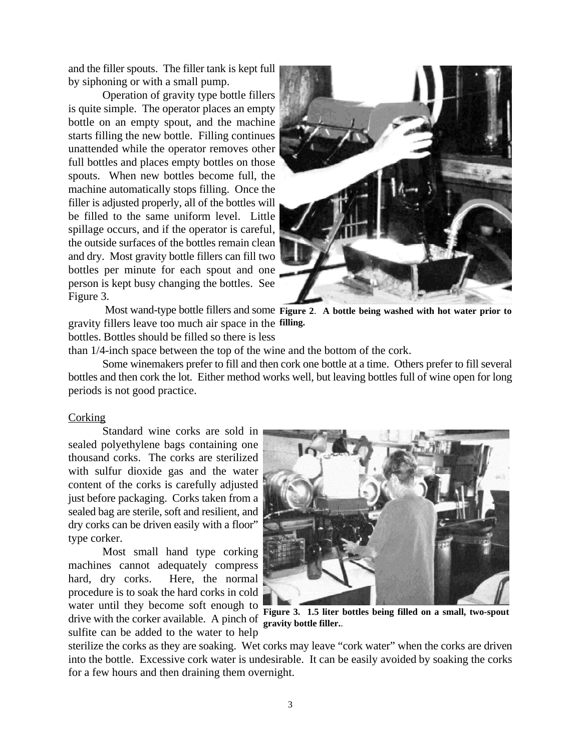and the filler spouts. The filler tank is kept full by siphoning or with a small pump.

Operation of gravity type bottle fillers is quite simple. The operator places an empty bottle on an empty spout, and the machine starts filling the new bottle. Filling continues unattended while the operator removes other full bottles and places empty bottles on those spouts. When new bottles become full, the machine automatically stops filling. Once the filler is adjusted properly, all of the bottles will be filled to the same uniform level. Little spillage occurs, and if the operator is careful, the outside surfaces of the bottles remain clean and dry. Most gravity bottle fillers can fill two bottles per minute for each spout and one person is kept busy changing the bottles. See Figure 3.

**Figure 2**. **A bottle being washed with hot water prior to filling.**

Most wand-type bottle fillers and some gravity fillers leave too much air space in the bottles. Bottles should be filled so there is less than 1/4-inch space between the top of the wine and the bottom of the cork.

Some winemakers prefer to fill and then cork one bottle at a time. Others prefer to fill several bottles and then cork the lot. Either method works well, but leaving bottles full of wine open for long periods is not good practice.

Corking

Standard wine corks are sold in sealed polyethylene bags containing one thousand corks. The corks are sterilized with sulfur dioxide gas and the water content of the corks is carefully adjusted just before packaging. Corks taken from a sealed bag are sterile, soft and resilient, and dry corks can be driven easily with a floor" type corker.

Most small hand type corking machines cannot adequately compress hard, dry corks. Here, the normal procedure is to soak the hard corks in cold water until they become soft enough to drive with the corker available. A pinch of sulfite can be added to the water to help sterilize the corks as they are soaking. Wet corks may leave "cork water" when the corks are driven into the bottle. Excessive cork water is undesirable. It can be easily avoided by soaking the corks for a few hours and then draining them overnight.

**Figure 3. 1.5 liter bottles being filled on a small, two-spout gravity bottle filler.**.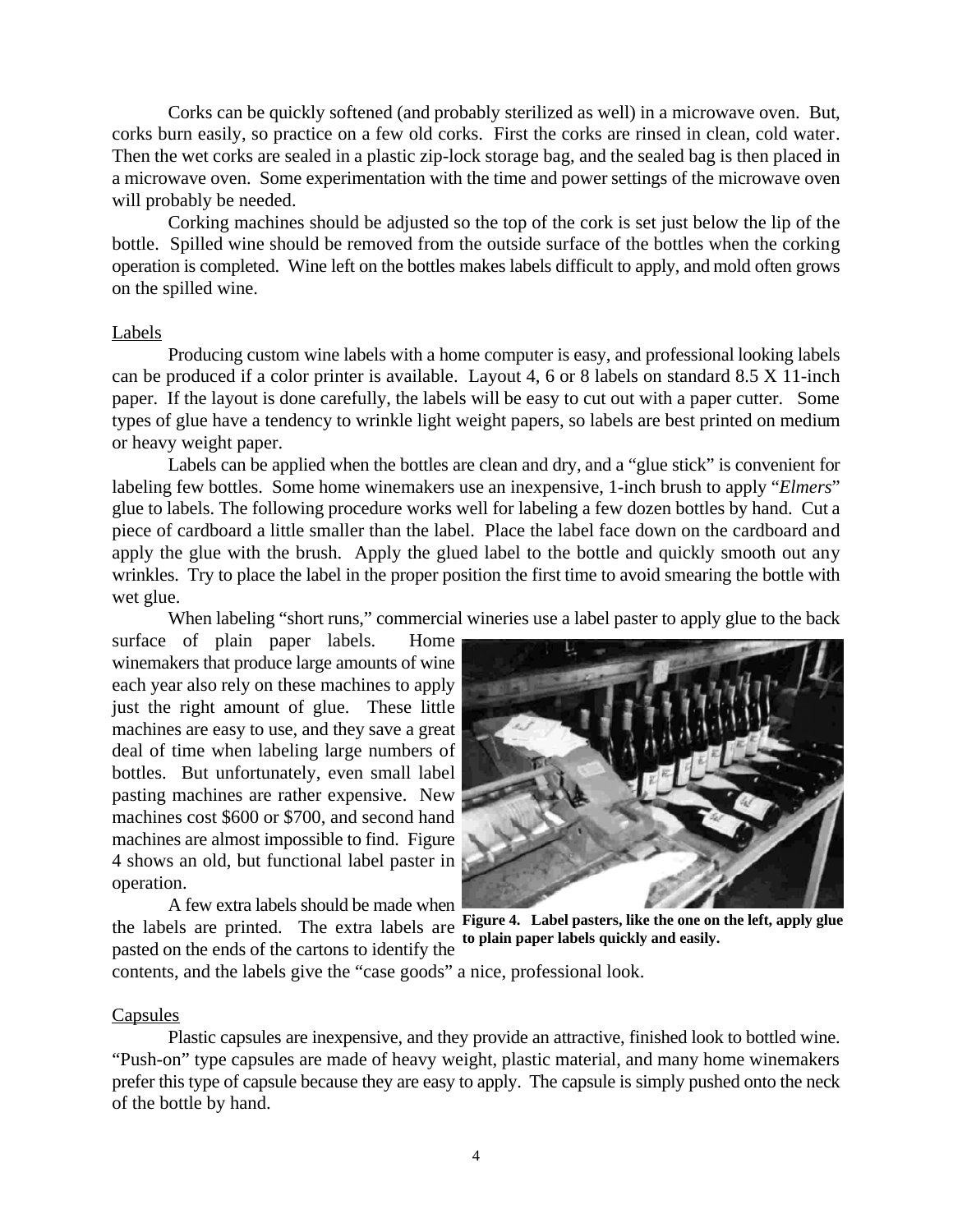Corks can be quickly softened (and probably sterilized as well) in a microwave oven. But, corks burn easily, so practice on a few old corks. First the corks are rinsed in clean, cold water. Then the wet corks are sealed in a plastic zip-lock storage bag, and the sealed bag is then placed in a microwave oven. Some experimentation with the time and power settings of the microwave oven will probably be needed.

Corking machines should be adjusted so the top of the cork is set just below the lip of the bottle. Spilled wine should be removed from the outside surface of the bottles when the corking operation is completed. Wine left on the bottles makes labels difficult to apply, and mold often grows on the spilled wine.

## Labels

Producing custom wine labels with a home computer is easy, and professional looking labels can be produced if a color printer is available. Layout 4, 6 or 8 labels on standard 8.5 X 11-inch paper. If the layout is done carefully, the labels will be easy to cut out with a paper cutter. Some types of glue have a tendency to wrinkle light weight papers, so labels are best printed on medium or heavy weight paper.

Labels can be applied when the bottles are clean and dry, and a "glue stick" is convenient for labeling few bottles. Some home winemakers use an inexpensive, 1-inch brush to apply "*Elmers*" glue to labels. The following procedure works well for labeling a few dozen bottles by hand. Cut a piece of cardboard a little smaller than the label. Place the label face down on the cardboard and apply the glue with the brush. Apply the glued label to the bottle and quickly smooth out any wrinkles. Try to place the label in the proper position the first time to avoid smearing the bottle with wet glue.

When labeling "short runs," commercial wineries use a label paster to apply glue to the back surface of plain paper labels. Home winemakers that produce large amounts of wine each year also rely on these machines to apply just the right amount of glue. These little machines are easy to use, and they save a great deal of time when labeling large numbers of bottles. But unfortunately, even small label pasting machines are rather expensive. New machines cost $600 or $700, and second hand machines are almost impossible to find. Figure 4 shows an old, but functional label paster in operation.

**Figure 4. Label pasters, like the one on the left, apply glue to plain paper labels quickly and easily.**

A few extra labels should be made when the labels are printed. The extra labels are pasted on the ends of the cartons to identify the contents, and the labels give the "case goods" a nice, professional look.

## Capsules

Plastic capsules are inexpensive, and they provide an attractive, finished look to bottled wine. "Push-on" type capsules are made of heavy weight, plastic material, and many home winemakers prefer this type of capsule because they are easy to apply. The capsule is simply pushed onto the neck of the bottle by hand.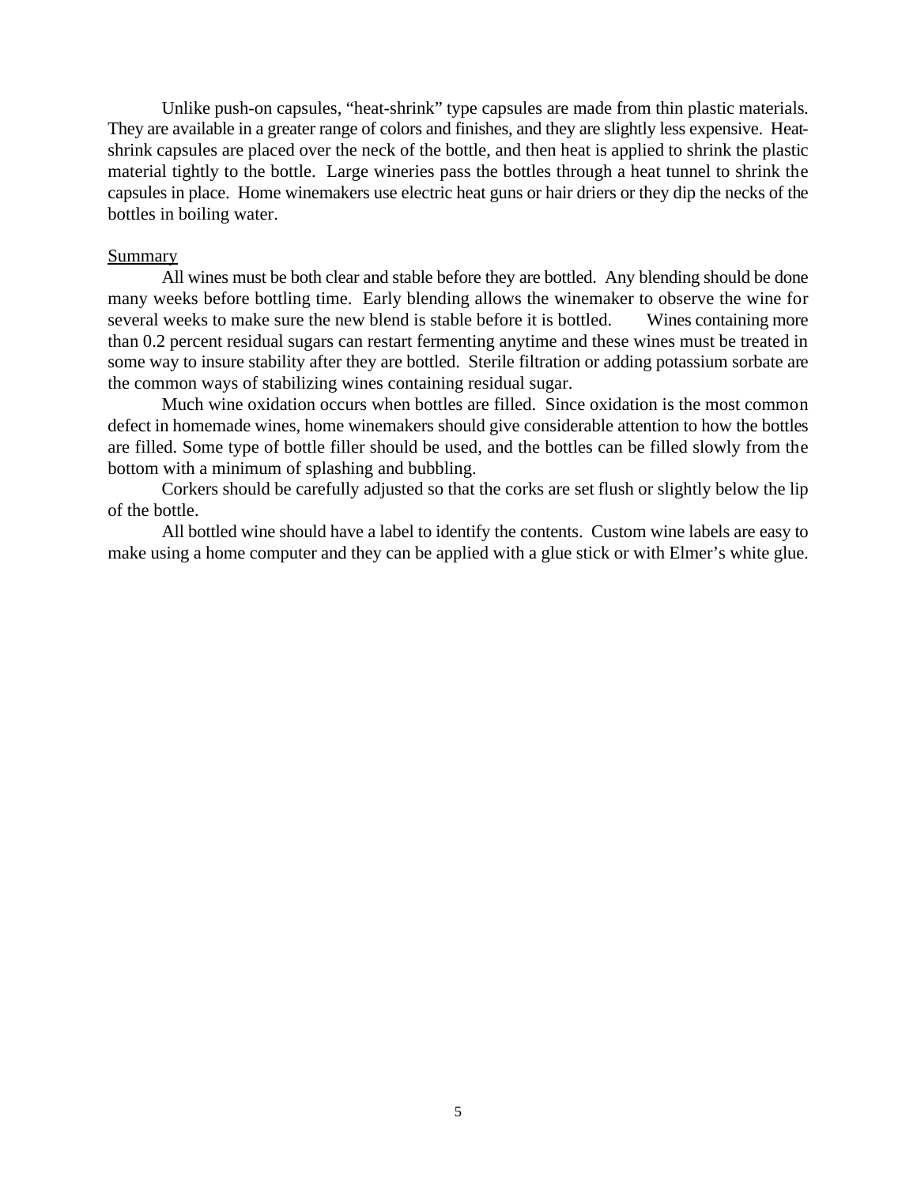Unlike push-on capsules, "heat-shrink" type capsules are made from thin plastic materials. They are available in a greater range of colors and finishes, and they are slightly less expensive. Heat-shrink capsules are placed over the neck of the bottle, and then heat is applied to shrink the plastic material tightly to the bottle. Large wineries pass the bottles through a heat tunnel to shrink the capsules in place. Home winemakers use electric heat guns or hair driers or they dip the necks of the bottles in boiling water.

## Summary

All wines must be both clear and stable before they are bottled. Any blending should be done many weeks before bottling time. Early blending allows the winemaker to observe the wine for several weeks to make sure the new blend is stable before it is bottled. Wines containing more than 0.2 percent residual sugars can restart fermenting anytime and these wines must be treated in some way to insure stability after they are bottled. Sterile filtration or adding potassium sorbate are the common ways of stabilizing wines containing residual sugar.

Much wine oxidation occurs when bottles are filled. Since oxidation is the most common defect in homemade wines, home winemakers should give considerable attention to how the bottles are filled. Some type of bottle filler should be used, and the bottles can be filled slowly from the bottom with a minimum of splashing and bubbling.

Corkers should be carefully adjusted so that the corks are set flush or slightly below the lip of the bottle.

All bottled wine should have a label to identify the contents. Custom wine labels are easy to make using a home computer and they can be applied with a glue stick or with Elmer's white glue.